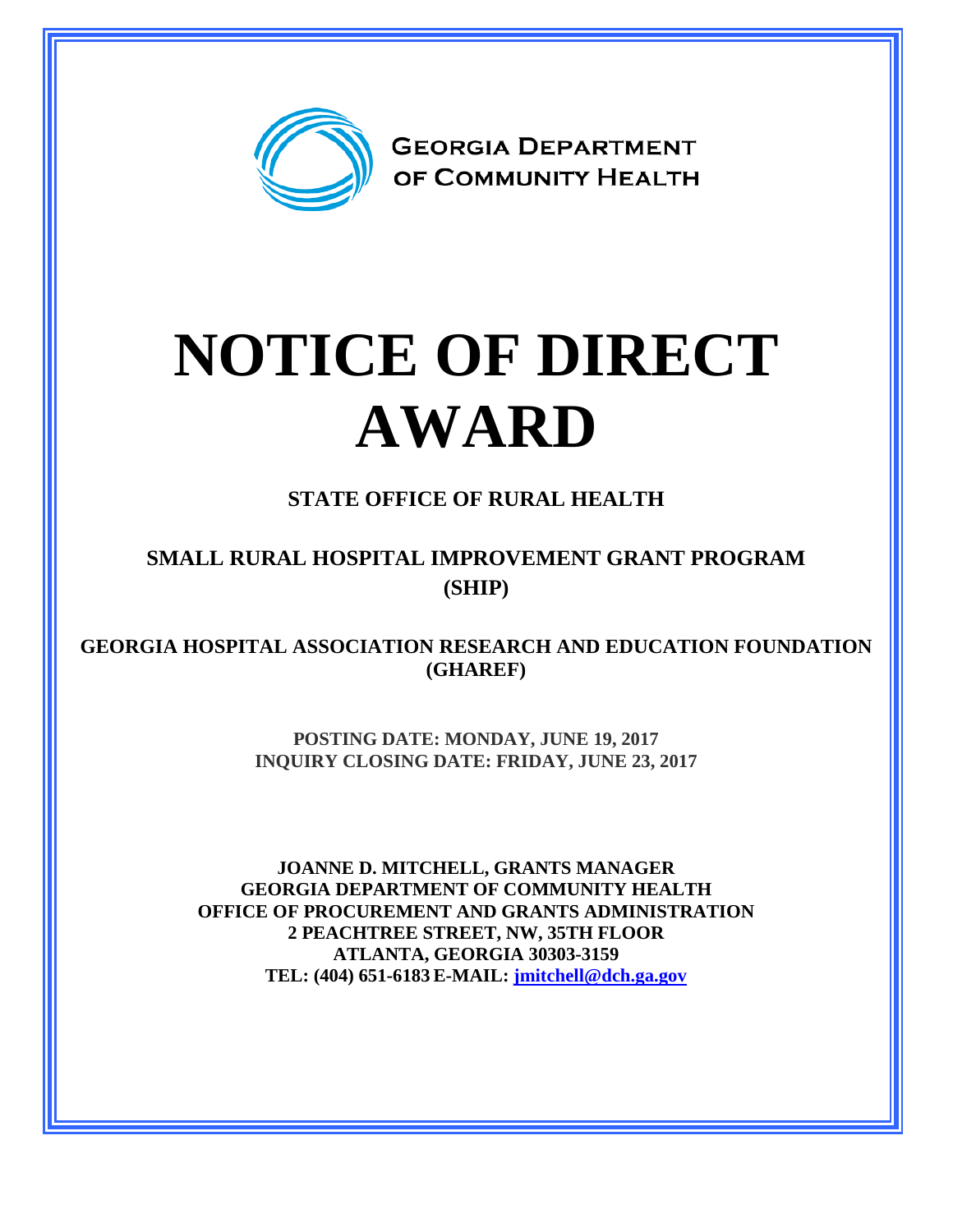GEORGIA DEPARTMENT OF COMMUNITY HEALTH

# NOTICE OF DIRECT AWARD

## STATE OFFICE OF RURAL HEALTH

## SMALL RURAL HOSPITAL IMPROVEMENT GRANT PROGRAM (SHIP)

### GEORGIA HOSPITAL ASSOCIATION RESEARCH AND EDUCATION FOUNDATION (GHAREF)

**POSTING DATE: MONDAY, JUNE 19, 2017**
**INQUIRY CLOSING DATE: FRIDAY, JUNE 23, 2017**

**JOANNE D. MITCHELL, GRANTS MANAGER**
**GEORGIA DEPARTMENT OF COMMUNITY HEALTH**
**OFFICE OF PROCUREMENT AND GRANTS ADMINISTRATION**
**2 PEACHTREE STREET, NW, 35TH FLOOR**
**ATLANTA, GEORGIA 30303-3159**
**TEL: (404) 651-6183 E-MAIL: jmitchell@dch.ga.gov**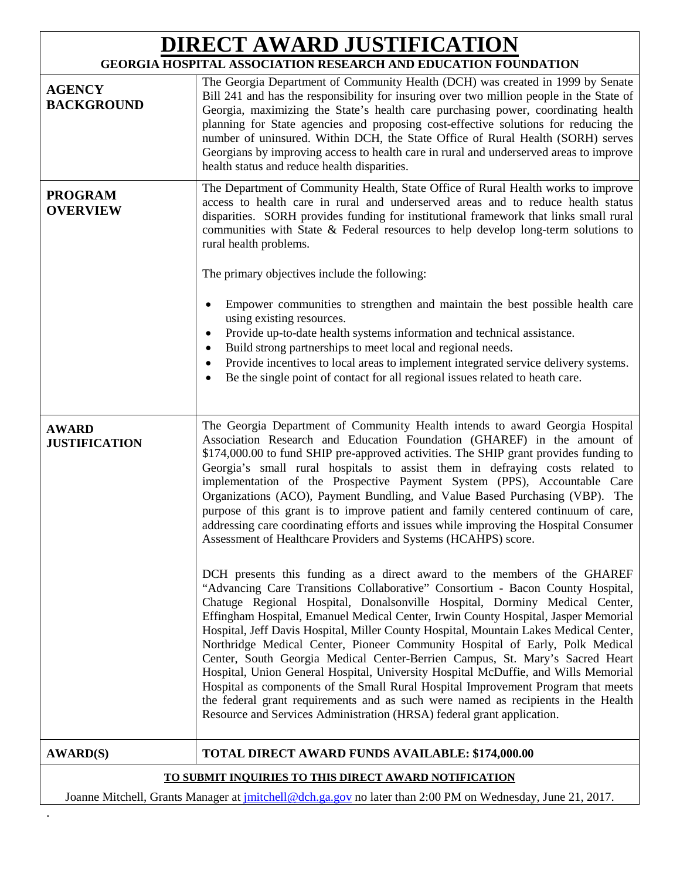# DIRECT AWARD JUSTIFICATION

## GEORGIA HOSPITAL ASSOCIATION RESEARCH AND EDUCATION FOUNDATION

| | |
|---|---|
| **AGENCY BACKGROUND** | The Georgia Department of Community Health (DCH) was created in 1999 by Senate Bill 241 and has the responsibility for insuring over two million people in the State of Georgia, maximizing the State's health care purchasing power, coordinating health planning for State agencies and proposing cost-effective solutions for reducing the number of uninsured. Within DCH, the State Office of Rural Health (SORH) serves Georgians by improving access to health care in rural and underserved areas to improve health status and reduce health disparities. |
| **PROGRAM OVERVIEW** | The Department of Community Health, State Office of Rural Health works to improve access to health care in rural and underserved areas and to reduce health status disparities. SORH provides funding for institutional framework that links small rural communities with State & Federal resources to help develop long-term solutions to rural health problems.<br><br>The primary objectives include the following:<br><br>• Empower communities to strengthen and maintain the best possible health care using existing resources.<br>• Provide up-to-date health systems information and technical assistance.<br>• Build strong partnerships to meet local and regional needs.<br>• Provide incentives to local areas to implement integrated service delivery systems.<br>• Be the single point of contact for all regional issues related to heath care. |
| **AWARD JUSTIFICATION** | The Georgia Department of Community Health intends to award Georgia Hospital Association Research and Education Foundation (GHAREF) in the amount of $174,000.00 to fund SHIP pre-approved activities. The SHIP grant provides funding to Georgia's small rural hospitals to assist them in defraying costs related to implementation of the Prospective Payment System (PPS), Accountable Care Organizations (ACO), Payment Bundling, and Value Based Purchasing (VBP). The purpose of this grant is to improve patient and family centered continuum of care, addressing care coordinating efforts and issues while improving the Hospital Consumer Assessment of Healthcare Providers and Systems (HCAHPS) score.<br><br>DCH presents this funding as a direct award to the members of the GHAREF "Advancing Care Transitions Collaborative" Consortium - Bacon County Hospital, Chatuge Regional Hospital, Donalsonville Hospital, Dorminy Medical Center, Effingham Hospital, Emanuel Medical Center, Irwin County Hospital, Jasper Memorial Hospital, Jeff Davis Hospital, Miller County Hospital, Mountain Lakes Medical Center, Northridge Medical Center, Pioneer Community Hospital of Early, Polk Medical Center, South Georgia Medical Center-Berrien Campus, St. Mary's Sacred Heart Hospital, Union General Hospital, University Hospital McDuffie, and Wills Memorial Hospital as components of the Small Rural Hospital Improvement Program that meets the federal grant requirements and as such were named as recipients in the Health Resource and Services Administration (HRSA) federal grant application. |
| **AWARD(S)** | **TOTAL DIRECT AWARD FUNDS AVAILABLE: $174,000.00** |

**TO SUBMIT INQUIRIES TO THIS DIRECT AWARD NOTIFICATION**

Joanne Mitchell, Grants Manager at jmitchell@dch.ga.gov no later than 2:00 PM on Wednesday, June 21, 2017.